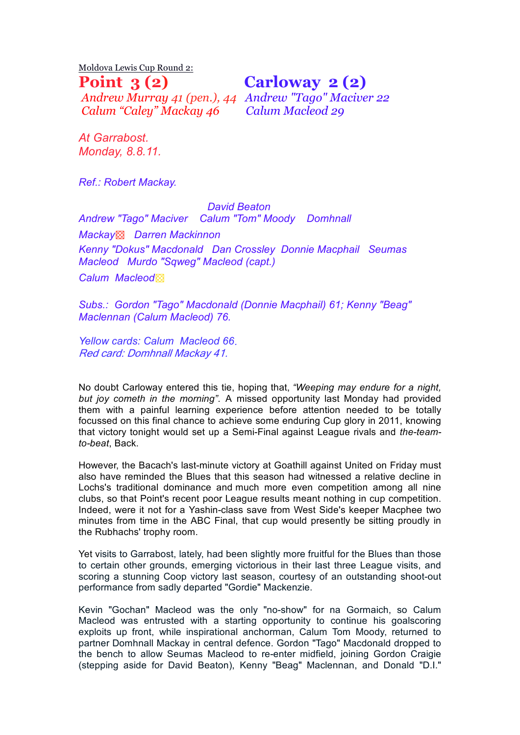Moldova Lewis Cup Round 2:

## Point 3 (2) Carloway 2 (2)

*Andrew Murray 41 (pen.), 44* *Andrew "Tago" Maciver 22*
*Calum "Caley" Mackay 46* *Calum Macleod 29*

*At Garrabost.*
*Monday, 8.8.11.*

*Ref.: Robert Mackay.*

*David Beaton*
*Andrew "Tago" Maciver Calum "Tom" Moody Domhnall Mackay Darren Mackinnon*
*Kenny "Dokus" Macdonald Dan Crossley Donnie Macphail Seumas Macleod Murdo "Sqweg" Macleod (capt.)*
*Calum Macleod*

*Subs.: Gordon "Tago" Macdonald (Donnie Macphail) 61; Kenny "Beag" Maclennan (Calum Macleod) 76.*

*Yellow cards: Calum Macleod 66.*
*Red card: Domhnall Mackay 41.*

No doubt Carloway entered this tie, hoping that, *"Weeping may endure for a night, but joy cometh in the morning"*. A missed opportunity last Monday had provided them with a painful learning experience before attention needed to be totally focussed on this final chance to achieve some enduring Cup glory in 2011, knowing that victory tonight would set up a Semi-Final against League rivals and *the-team-to-beat*, Back.

However, the Bacach's last-minute victory at Goathill against United on Friday must also have reminded the Blues that this season had witnessed a relative decline in Lochs's traditional dominance and much more even competition among all nine clubs, so that Point's recent poor League results meant nothing in cup competition. Indeed, were it not for a Yashin-class save from West Side's keeper Macphee two minutes from time in the ABC Final, that cup would presently be sitting proudly in the Rubhachs' trophy room.

Yet visits to Garrabost, lately, had been slightly more fruitful for the Blues than those to certain other grounds, emerging victorious in their last three League visits, and scoring a stunning Coop victory last season, courtesy of an outstanding shoot-out performance from sadly departed "Gordie" Mackenzie.

Kevin "Gochan" Macleod was the only "no-show" for na Gormaich, so Calum Macleod was entrusted with a starting opportunity to continue his goalscoring exploits up front, while inspirational anchorman, Calum Tom Moody, returned to partner Domhnall Mackay in central defence. Gordon "Tago" Macdonald dropped to the bench to allow Seumas Macleod to re-enter midfield, joining Gordon Craigie (stepping aside for David Beaton), Kenny "Beag" Maclennan, and Donald "D.I."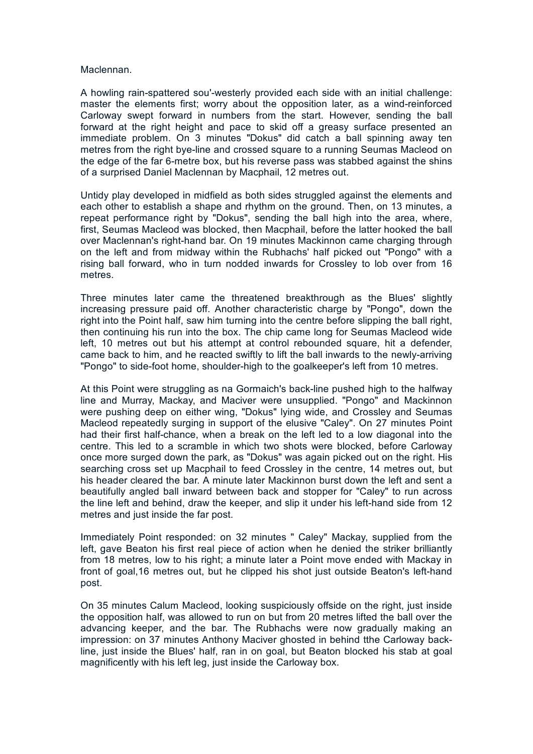Maclennan.

A howling rain-spattered sou'-westerly provided each side with an initial challenge: master the elements first; worry about the opposition later, as a wind-reinforced Carloway swept forward in numbers from the start. However, sending the ball forward at the right height and pace to skid off a greasy surface presented an immediate problem. On 3 minutes "Dokus" did catch a ball spinning away ten metres from the right bye-line and crossed square to a running Seumas Macleod on the edge of the far 6-metre box, but his reverse pass was stabbed against the shins of a surprised Daniel Maclennan by Macphail, 12 metres out.

Untidy play developed in midfield as both sides struggled against the elements and each other to establish a shape and rhythm on the ground. Then, on 13 minutes, a repeat performance right by "Dokus", sending the ball high into the area, where, first, Seumas Macleod was blocked, then Macphail, before the latter hooked the ball over Maclennan's right-hand bar. On 19 minutes Mackinnon came charging through on the left and from midway within the Rubhachs' half picked out "Pongo" with a rising ball forward, who in turn nodded inwards for Crossley to lob over from 16 metres.

Three minutes later came the threatened breakthrough as the Blues' slightly increasing pressure paid off. Another characteristic charge by "Pongo", down the right into the Point half, saw him turning into the centre before slipping the ball right, then continuing his run into the box. The chip came long for Seumas Macleod wide left, 10 metres out but his attempt at control rebounded square, hit a defender, came back to him, and he reacted swiftly to lift the ball inwards to the newly-arriving "Pongo" to side-foot home, shoulder-high to the goalkeeper's left from 10 metres.

At this Point were struggling as na Gormaich's back-line pushed high to the halfway line and Murray, Mackay, and Maciver were unsupplied. "Pongo" and Mackinnon were pushing deep on either wing, "Dokus" lying wide, and Crossley and Seumas Macleod repeatedly surging in support of the elusive "Caley". On 27 minutes Point had their first half-chance, when a break on the left led to a low diagonal into the centre. This led to a scramble in which two shots were blocked, before Carloway once more surged down the park, as "Dokus" was again picked out on the right. His searching cross set up Macphail to feed Crossley in the centre, 14 metres out, but his header cleared the bar. A minute later Mackinnon burst down the left and sent a beautifully angled ball inward between back and stopper for "Caley" to run across the line left and behind, draw the keeper, and slip it under his left-hand side from 12 metres and just inside the far post.

Immediately Point responded: on 32 minutes " Caley" Mackay, supplied from the left, gave Beaton his first real piece of action when he denied the striker brilliantly from 18 metres, low to his right; a minute later a Point move ended with Mackay in front of goal,16 metres out, but he clipped his shot just outside Beaton's left-hand post.

On 35 minutes Calum Macleod, looking suspiciously offside on the right, just inside the opposition half, was allowed to run on but from 20 metres lifted the ball over the advancing keeper, and the bar. The Rubhachs were now gradually making an impression: on 37 minutes Anthony Maciver ghosted in behind tthe Carloway back-line, just inside the Blues' half, ran in on goal, but Beaton blocked his stab at goal magnificently with his left leg, just inside the Carloway box.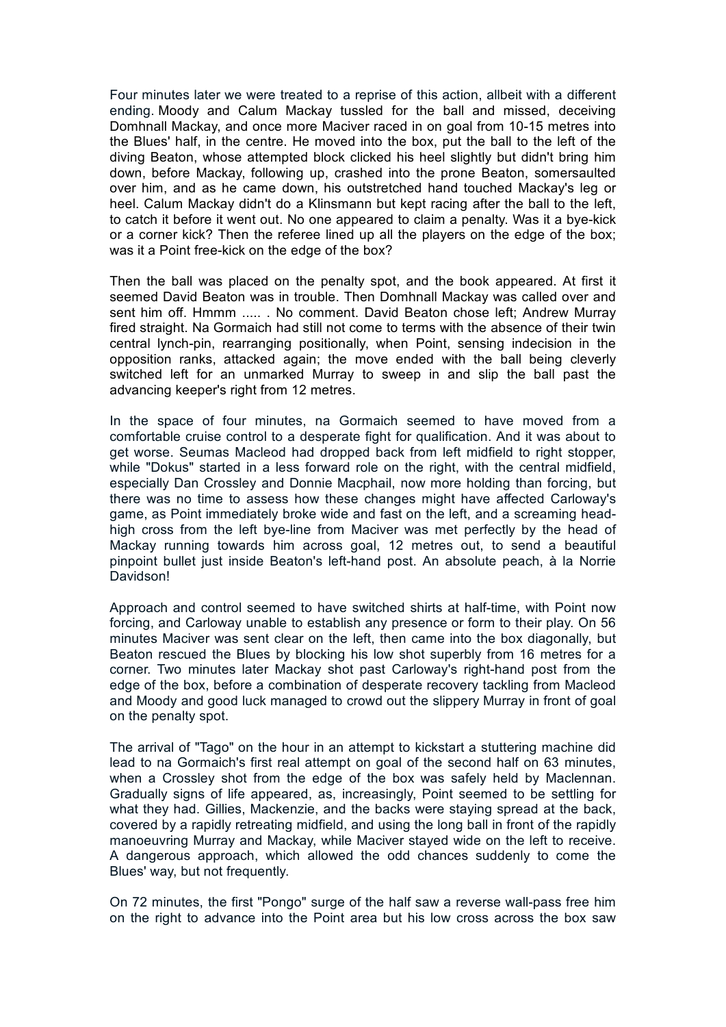Four minutes later we were treated to a reprise of this action, allbeit with a different ending. Moody and Calum Mackay tussled for the ball and missed, deceiving Domhnall Mackay, and once more Maciver raced in on goal from 10-15 metres into the Blues' half, in the centre. He moved into the box, put the ball to the left of the diving Beaton, whose attempted block clicked his heel slightly but didn't bring him down, before Mackay, following up, crashed into the prone Beaton, somersaulted over him, and as he came down, his outstretched hand touched Mackay's leg or heel. Calum Mackay didn't do a Klinsmann but kept racing after the ball to the left, to catch it before it went out. No one appeared to claim a penalty. Was it a bye-kick or a corner kick? Then the referee lined up all the players on the edge of the box; was it a Point free-kick on the edge of the box?

Then the ball was placed on the penalty spot, and the book appeared. At first it seemed David Beaton was in trouble. Then Domhnall Mackay was called over and sent him off. Hmmm ..... . No comment. David Beaton chose left; Andrew Murray fired straight. Na Gormaich had still not come to terms with the absence of their twin central lynch-pin, rearranging positionally, when Point, sensing indecision in the opposition ranks, attacked again; the move ended with the ball being cleverly switched left for an unmarked Murray to sweep in and slip the ball past the advancing keeper's right from 12 metres.

In the space of four minutes, na Gormaich seemed to have moved from a comfortable cruise control to a desperate fight for qualification. And it was about to get worse. Seumas Macleod had dropped back from left midfield to right stopper, while "Dokus" started in a less forward role on the right, with the central midfield, especially Dan Crossley and Donnie Macphail, now more holding than forcing, but there was no time to assess how these changes might have affected Carloway's game, as Point immediately broke wide and fast on the left, and a screaming head-high cross from the left bye-line from Maciver was met perfectly by the head of Mackay running towards him across goal, 12 metres out, to send a beautiful pinpoint bullet just inside Beaton's left-hand post. An absolute peach, à la Norrie Davidson!

Approach and control seemed to have switched shirts at half-time, with Point now forcing, and Carloway unable to establish any presence or form to their play. On 56 minutes Maciver was sent clear on the left, then came into the box diagonally, but Beaton rescued the Blues by blocking his low shot superbly from 16 metres for a corner. Two minutes later Mackay shot past Carloway's right-hand post from the edge of the box, before a combination of desperate recovery tackling from Macleod and Moody and good luck managed to crowd out the slippery Murray in front of goal on the penalty spot.

The arrival of "Tago" on the hour in an attempt to kickstart a stuttering machine did lead to na Gormaich's first real attempt on goal of the second half on 63 minutes, when a Crossley shot from the edge of the box was safely held by Maclennan. Gradually signs of life appeared, as, increasingly, Point seemed to be settling for what they had. Gillies, Mackenzie, and the backs were staying spread at the back, covered by a rapidly retreating midfield, and using the long ball in front of the rapidly manoeuvring Murray and Mackay, while Maciver stayed wide on the left to receive. A dangerous approach, which allowed the odd chances suddenly to come the Blues' way, but not frequently.

On 72 minutes, the first "Pongo" surge of the half saw a reverse wall-pass free him on the right to advance into the Point area but his low cross across the box saw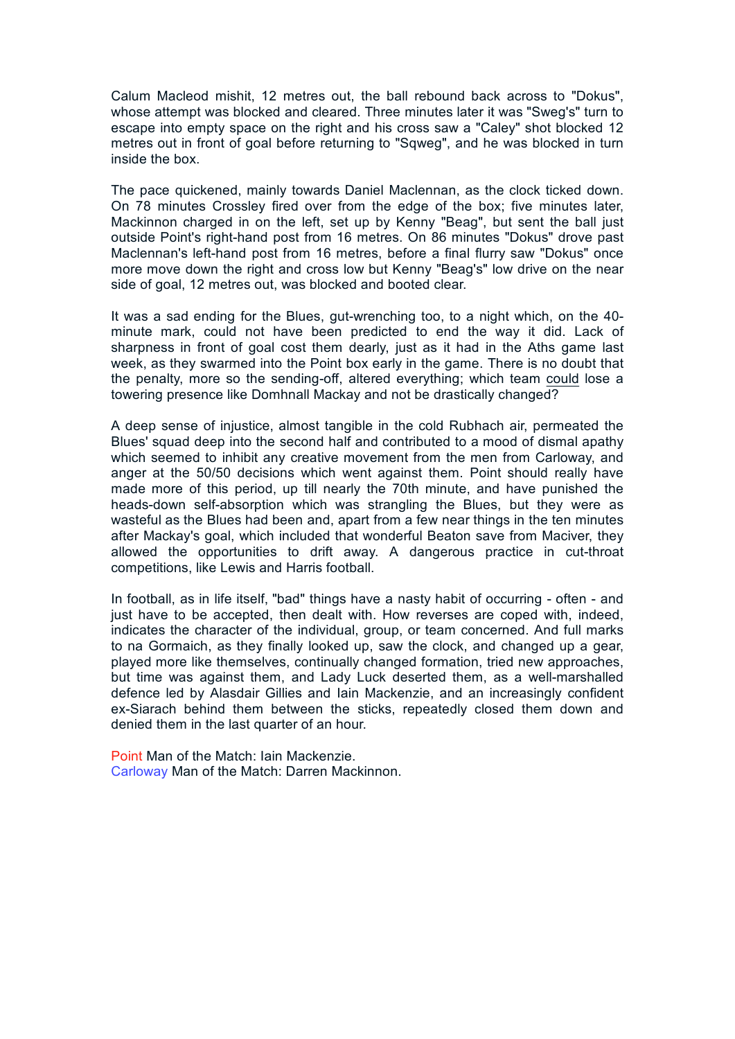Calum Macleod mishit, 12 metres out, the ball rebound back across to "Dokus", whose attempt was blocked and cleared. Three minutes later it was "Sweg's" turn to escape into empty space on the right and his cross saw a "Caley" shot blocked 12 metres out in front of goal before returning to "Sqweg", and he was blocked in turn inside the box.

The pace quickened, mainly towards Daniel Maclennan, as the clock ticked down. On 78 minutes Crossley fired over from the edge of the box; five minutes later, Mackinnon charged in on the left, set up by Kenny "Beag", but sent the ball just outside Point's right-hand post from 16 metres. On 86 minutes "Dokus" drove past Maclennan's left-hand post from 16 metres, before a final flurry saw "Dokus" once more move down the right and cross low but Kenny "Beag's" low drive on the near side of goal, 12 metres out, was blocked and booted clear.

It was a sad ending for the Blues, gut-wrenching too, to a night which, on the 40-minute mark, could not have been predicted to end the way it did. Lack of sharpness in front of goal cost them dearly, just as it had in the Aths game last week, as they swarmed into the Point box early in the game. There is no doubt that the penalty, more so the sending-off, altered everything; which team <u>could</u> lose a towering presence like Domhnall Mackay and not be drastically changed?

A deep sense of injustice, almost tangible in the cold Rubhach air, permeated the Blues' squad deep into the second half and contributed to a mood of dismal apathy which seemed to inhibit any creative movement from the men from Carloway, and anger at the 50/50 decisions which went against them. Point should really have made more of this period, up till nearly the 70th minute, and have punished the heads-down self-absorption which was strangling the Blues, but they were as wasteful as the Blues had been and, apart from a few near things in the ten minutes after Mackay's goal, which included that wonderful Beaton save from Maciver, they allowed the opportunities to drift away. A dangerous practice in cut-throat competitions, like Lewis and Harris football.

In football, as in life itself, "bad" things have a nasty habit of occurring - often - and just have to be accepted, then dealt with. How reverses are coped with, indeed, indicates the character of the individual, group, or team concerned. And full marks to na Gormaich, as they finally looked up, saw the clock, and changed up a gear, played more like themselves, continually changed formation, tried new approaches, but time was against them, and Lady Luck deserted them, as a well-marshalled defence led by Alasdair Gillies and Iain Mackenzie, and an increasingly confident ex-Siarach behind them between the sticks, repeatedly closed them down and denied them in the last quarter of an hour.

Point Man of the Match: Iain Mackenzie.
Carloway Man of the Match: Darren Mackinnon.